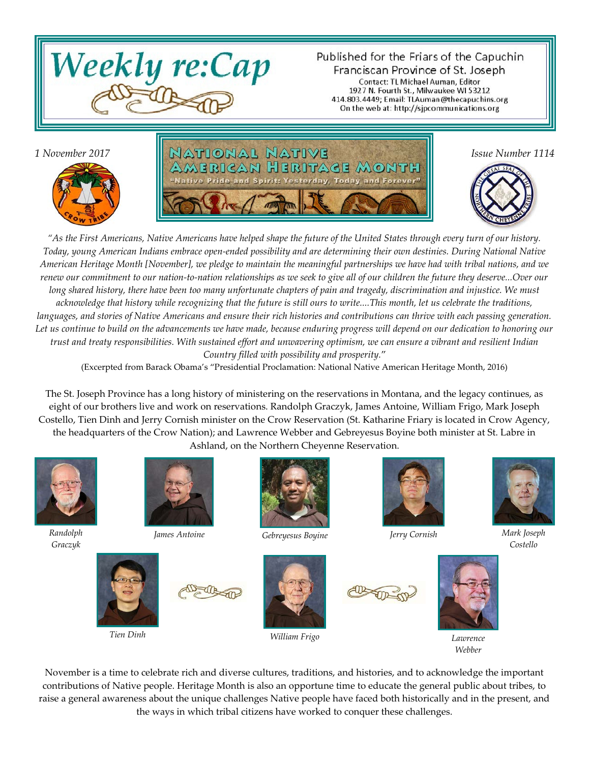# Weekly re:Cap

Published for the Friars of the Capuchin Franciscan Province of St. Joseph

Contact: TL Michael Auman, Editor
1927 N. Fourth St., Milwaukee WI 53212
414.803.4449; Email: TLAuman@thecapuchins.org
On the web at: http://sjpcommunications.org

*1 November 2017*

## NATIONAL NATIVE AMERICAN HERITAGE MONTH

"Native Pride and Spirit: Yesterday, Today and Forever"

*Issue Number 1114*

*"As the First Americans, Native Americans have helped shape the future of the United States through every turn of our history. Today, young American Indians embrace open-ended possibility and are determining their own destinies. During National Native American Heritage Month [November], we pledge to maintain the meaningful partnerships we have had with tribal nations, and we renew our commitment to our nation-to-nation relationships as we seek to give all of our children the future they deserve...Over our long shared history, there have been too many unfortunate chapters of pain and tragedy, discrimination and injustice. We must acknowledge that history while recognizing that the future is still ours to write....This month, let us celebrate the traditions, languages, and stories of Native Americans and ensure their rich histories and contributions can thrive with each passing generation. Let us continue to build on the advancements we have made, because enduring progress will depend on our dedication to honoring our trust and treaty responsibilities. With sustained effort and unwavering optimism, we can ensure a vibrant and resilient Indian Country filled with possibility and prosperity."*

(Excerpted from Barack Obama's "Presidential Proclamation: National Native American Heritage Month, 2016)

The St. Joseph Province has a long history of ministering on the reservations in Montana, and the legacy continues, as eight of our brothers live and work on reservations. Randolph Graczyk, James Antoine, William Frigo, Mark Joseph Costello, Tien Dinh and Jerry Cornish minister on the Crow Reservation (St. Katharine Friary is located in Crow Agency, the headquarters of the Crow Nation); and Lawrence Webber and Gebreyesus Boyine both minister at St. Labre in Ashland, on the Northern Cheyenne Reservation.

*Randolph Graczyk*

*James Antoine*

*Gebreyesus Boyine*

*Jerry Cornish*

*Mark Joseph Costello*

*Tien Dinh*

*William Frigo*

*Lawrence Webber*

November is a time to celebrate rich and diverse cultures, traditions, and histories, and to acknowledge the important contributions of Native people. Heritage Month is also an opportune time to educate the general public about tribes, to raise a general awareness about the unique challenges Native people have faced both historically and in the present, and the ways in which tribal citizens have worked to conquer these challenges.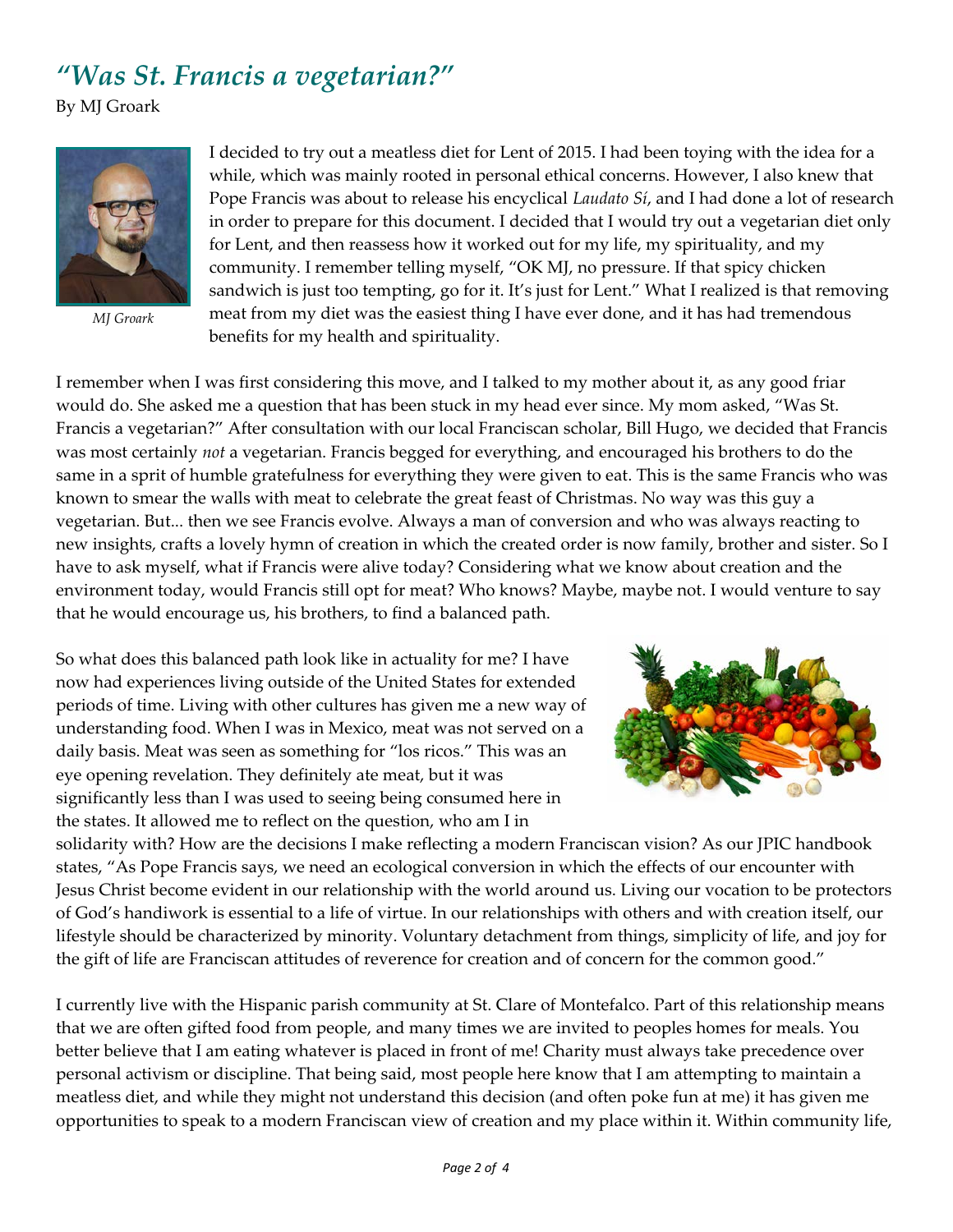## *"Was St. Francis a vegetarian?"*

By MJ Groark

*MJ Groark*

I decided to try out a meatless diet for Lent of 2015. I had been toying with the idea for a while, which was mainly rooted in personal ethical concerns. However, I also knew that Pope Francis was about to release his encyclical *Laudato Sí*, and I had done a lot of research in order to prepare for this document. I decided that I would try out a vegetarian diet only for Lent, and then reassess how it worked out for my life, my spirituality, and my community. I remember telling myself, "OK MJ, no pressure. If that spicy chicken sandwich is just too tempting, go for it. It's just for Lent." What I realized is that removing meat from my diet was the easiest thing I have ever done, and it has had tremendous benefits for my health and spirituality.

I remember when I was first considering this move, and I talked to my mother about it, as any good friar would do. She asked me a question that has been stuck in my head ever since. My mom asked, "Was St. Francis a vegetarian?" After consultation with our local Franciscan scholar, Bill Hugo, we decided that Francis was most certainly *not* a vegetarian. Francis begged for everything, and encouraged his brothers to do the same in a sprit of humble gratefulness for everything they were given to eat. This is the same Francis who was known to smear the walls with meat to celebrate the great feast of Christmas. No way was this guy a vegetarian. But... then we see Francis evolve. Always a man of conversion and who was always reacting to new insights, crafts a lovely hymn of creation in which the created order is now family, brother and sister. So I have to ask myself, what if Francis were alive today? Considering what we know about creation and the environment today, would Francis still opt for meat? Who knows? Maybe, maybe not. I would venture to say that he would encourage us, his brothers, to find a balanced path.

So what does this balanced path look like in actuality for me? I have now had experiences living outside of the United States for extended periods of time. Living with other cultures has given me a new way of understanding food. When I was in Mexico, meat was not served on a daily basis. Meat was seen as something for "los ricos." This was an eye opening revelation. They definitely ate meat, but it was significantly less than I was used to seeing being consumed here in the states. It allowed me to reflect on the question, who am I in solidarity with? How are the decisions I make reflecting a modern Franciscan vision? As our JPIC handbook states, "As Pope Francis says, we need an ecological conversion in which the effects of our encounter with Jesus Christ become evident in our relationship with the world around us. Living our vocation to be protectors of God's handiwork is essential to a life of virtue. In our relationships with others and with creation itself, our lifestyle should be characterized by minority. Voluntary detachment from things, simplicity of life, and joy for the gift of life are Franciscan attitudes of reverence for creation and of concern for the common good."

I currently live with the Hispanic parish community at St. Clare of Montefalco. Part of this relationship means that we are often gifted food from people, and many times we are invited to peoples homes for meals. You better believe that I am eating whatever is placed in front of me! Charity must always take precedence over personal activism or discipline. That being said, most people here know that I am attempting to maintain a meatless diet, and while they might not understand this decision (and often poke fun at me) it has given me opportunities to speak to a modern Franciscan view of creation and my place within it. Within community life,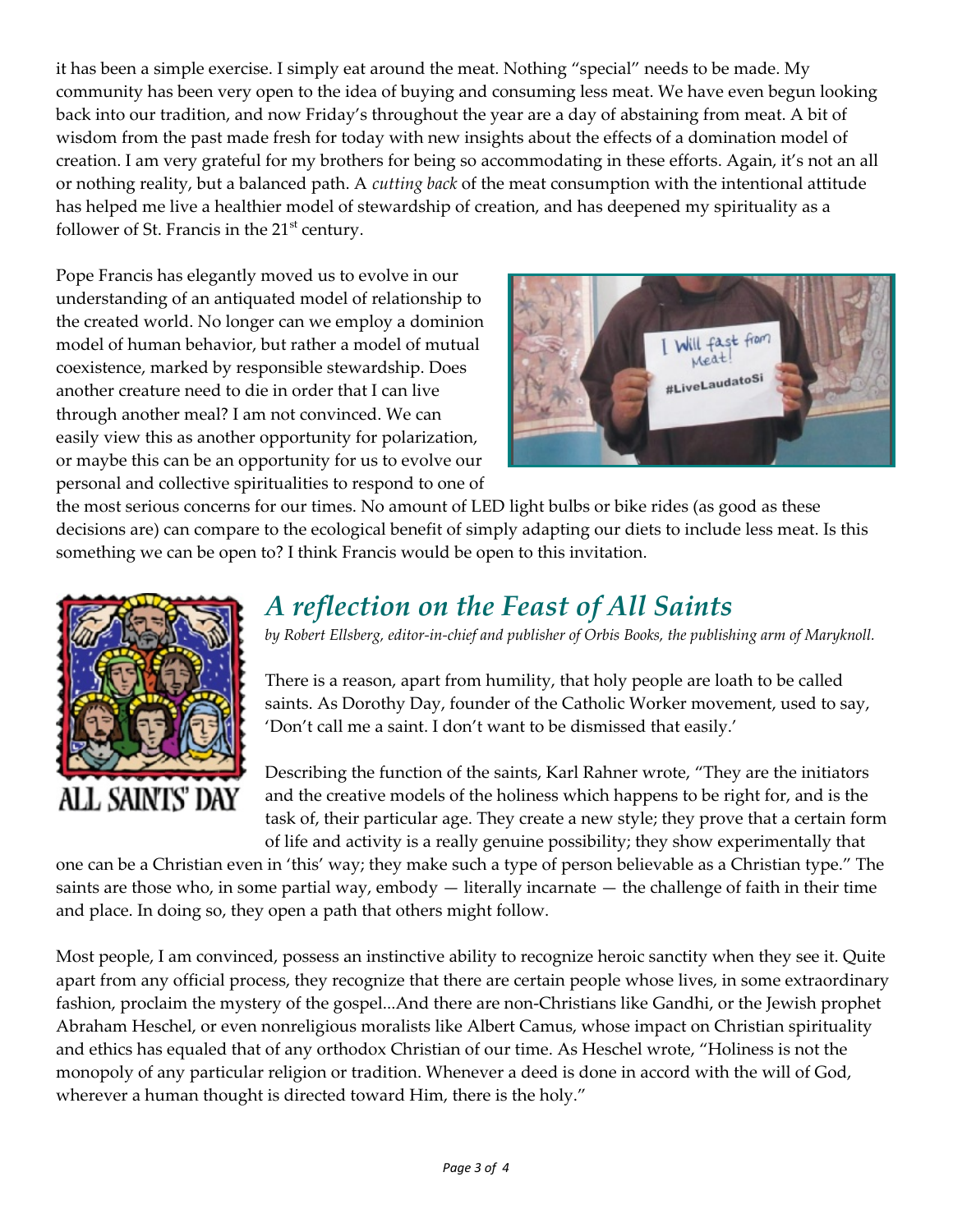it has been a simple exercise. I simply eat around the meat. Nothing "special" needs to be made. My community has been very open to the idea of buying and consuming less meat. We have even begun looking back into our tradition, and now Friday's throughout the year are a day of abstaining from meat. A bit of wisdom from the past made fresh for today with new insights about the effects of a domination model of creation. I am very grateful for my brothers for being so accommodating in these efforts. Again, it's not an all or nothing reality, but a balanced path. A *cutting back* of the meat consumption with the intentional attitude has helped me live a healthier model of stewardship of creation, and has deepened my spirituality as a follower of St. Francis in the 21st century.

Pope Francis has elegantly moved us to evolve in our understanding of an antiquated model of relationship to the created world. No longer can we employ a dominion model of human behavior, but rather a model of mutual coexistence, marked by responsible stewardship. Does another creature need to die in order that I can live through another meal? I am not convinced. We can easily view this as another opportunity for polarization, or maybe this can be an opportunity for us to evolve our personal and collective spiritualities to respond to one of the most serious concerns for our times. No amount of LED light bulbs or bike rides (as good as these decisions are) can compare to the ecological benefit of simply adapting our diets to include less meat. Is this something we can be open to? I think Francis would be open to this invitation.

## *A reflection on the Feast of All Saints*

*by Robert Ellsberg, editor-in-chief and publisher of Orbis Books, the publishing arm of Maryknoll.*

There is a reason, apart from humility, that holy people are loath to be called saints. As Dorothy Day, founder of the Catholic Worker movement, used to say, 'Don't call me a saint. I don't want to be dismissed that easily.'

Describing the function of the saints, Karl Rahner wrote, "They are the initiators and the creative models of the holiness which happens to be right for, and is the task of, their particular age. They create a new style; they prove that a certain form of life and activity is a really genuine possibility; they show experimentally that one can be a Christian even in 'this' way; they make such a type of person believable as a Christian type." The saints are those who, in some partial way, embody — literally incarnate — the challenge of faith in their time and place. In doing so, they open a path that others might follow.

Most people, I am convinced, possess an instinctive ability to recognize heroic sanctity when they see it. Quite apart from any official process, they recognize that there are certain people whose lives, in some extraordinary fashion, proclaim the mystery of the gospel...And there are non-Christians like Gandhi, or the Jewish prophet Abraham Heschel, or even nonreligious moralists like Albert Camus, whose impact on Christian spirituality and ethics has equaled that of any orthodox Christian of our time. As Heschel wrote, "Holiness is not the monopoly of any particular religion or tradition. Whenever a deed is done in accord with the will of God, wherever a human thought is directed toward Him, there is the holy."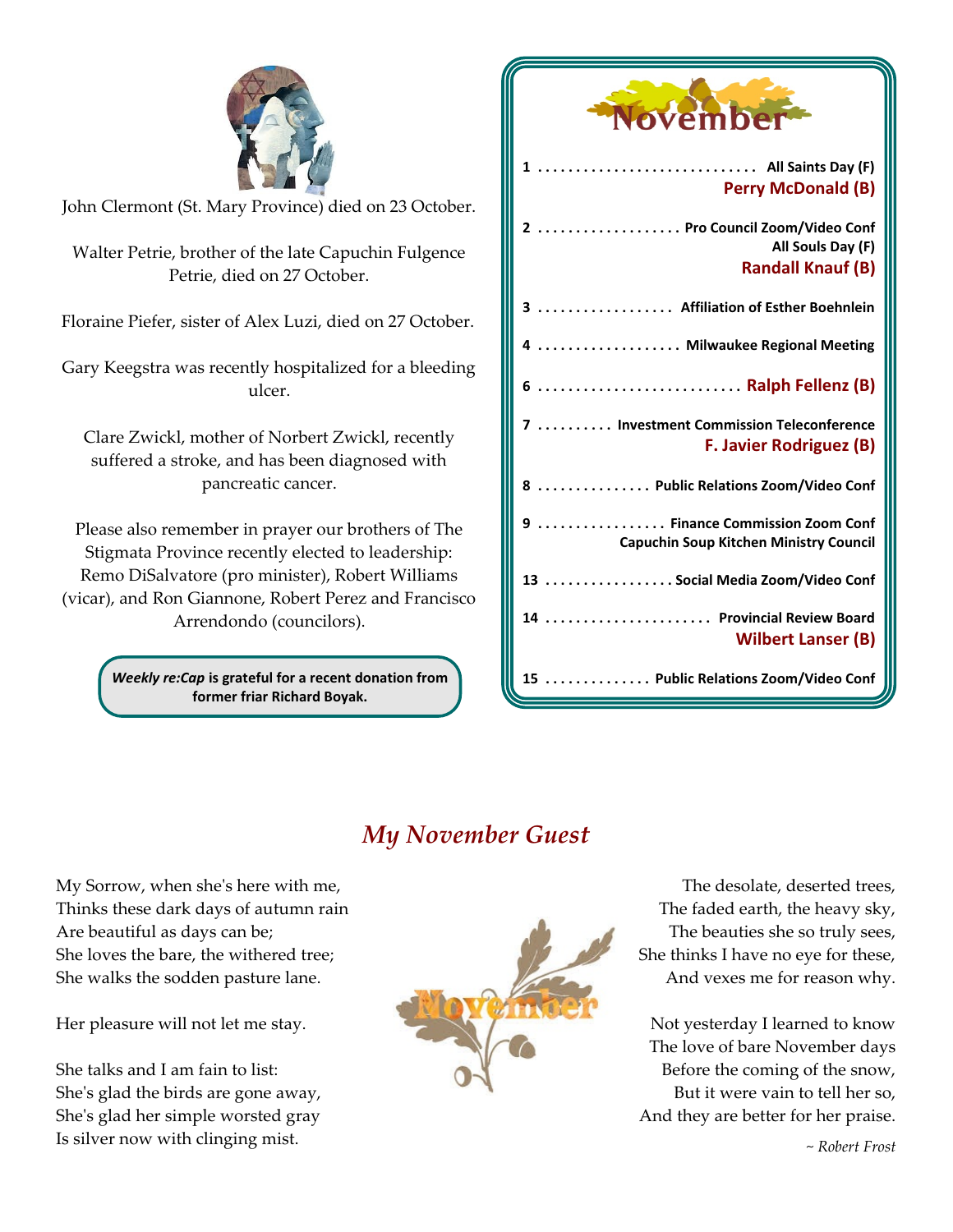John Clermont (St. Mary Province) died on 23 October.

Walter Petrie, brother of the late Capuchin Fulgence Petrie, died on 27 October.

Floraine Piefer, sister of Alex Luzi, died on 27 October.

Gary Keegstra was recently hospitalized for a bleeding ulcer.

Clare Zwickl, mother of Norbert Zwickl, recently suffered a stroke, and has been diagnosed with pancreatic cancer.

Please also remember in prayer our brothers of The Stigmata Province recently elected to leadership: Remo DiSalvatore (pro minister), Robert Williams (vicar), and Ron Giannone, Robert Perez and Francisco Arrendondo (councilors).

***Weekly re:Cap*** **is grateful for a recent donation from former friar Richard Boyak.**

## November

**1** . . . . . . . . . . . . . . . . . . . . . . . . . . . . . **All Saints Day (F)**
**Perry McDonald (B)**

**2** . . . . . . . . . . . . . . . . . . . **Pro Council Zoom/Video Conf**
**All Souls Day (F)**
**Randall Knauf (B)**

**3** . . . . . . . . . . . . . . . . . . **Affiliation of Esther Boehnlein**

**4** . . . . . . . . . . . . . . . . . . . **Milwaukee Regional Meeting**

**6** . . . . . . . . . . . . . . . . . . . . . . . . . . . **Ralph Fellenz (B)**

**7** . . . . . . . . . . **Investment Commission Teleconference**
**F. Javier Rodriguez (B)**

**8** . . . . . . . . . . . . . . . **Public Relations Zoom/Video Conf**

**9** . . . . . . . . . . . . . . . . . **Finance Commission Zoom Conf**
**Capuchin Soup Kitchen Ministry Council**

**13** . . . . . . . . . . . . . . . . . **Social Media Zoom/Video Conf**

**14** . . . . . . . . . . . . . . . . . . . . . . **Provincial Review Board**
**Wilbert Lanser (B)**

**15** . . . . . . . . . . . . . . **Public Relations Zoom/Video Conf**

## *My November Guest*

My Sorrow, when she's here with me,
Thinks these dark days of autumn rain
Are beautiful as days can be;
She loves the bare, the withered tree;
She walks the sodden pasture lane.

Her pleasure will not let me stay.

She talks and I am fain to list:
She's glad the birds are gone away,
She's glad her simple worsted gray
Is silver now with clinging mist.

The desolate, deserted trees,
The faded earth, the heavy sky,
The beauties she so truly sees,
She thinks I have no eye for these,
And vexes me for reason why.

Not yesterday I learned to know
The love of bare November days
Before the coming of the snow,
But it were vain to tell her so,
And they are better for her praise.

*~ Robert Frost*